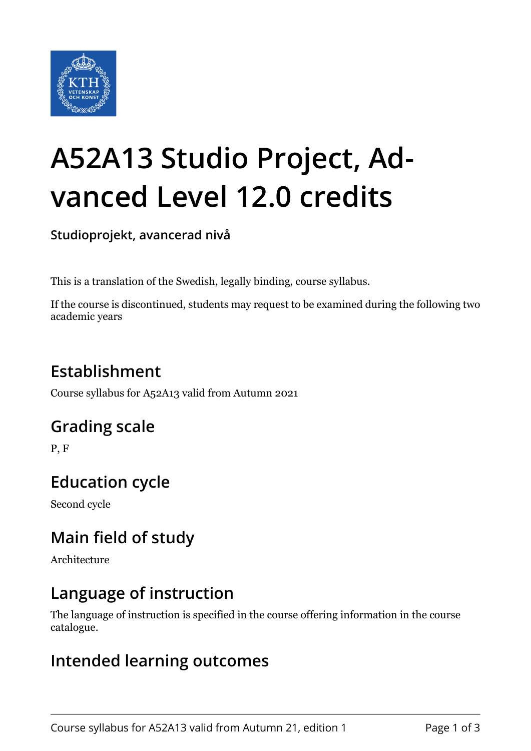# A52A13 Studio Project, Advanced Level 12.0 credits

**Studioprojekt, avancerad nivå**

This is a translation of the Swedish, legally binding, course syllabus.

If the course is discontinued, students may request to be examined during the following two academic years

## Establishment

Course syllabus for A52A13 valid from Autumn 2021

## Grading scale

P, F

## Education cycle

Second cycle

## Main field of study

Architecture

## Language of instruction

The language of instruction is specified in the course offering information in the course catalogue.

## Intended learning outcomes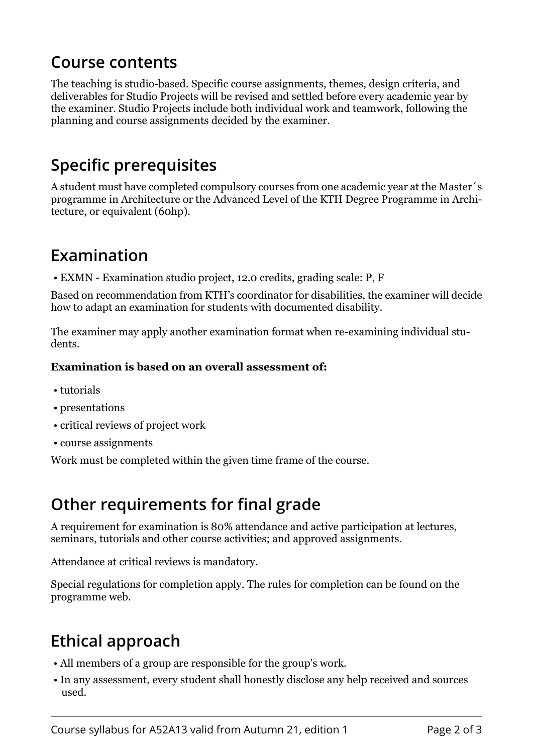## Course contents

The teaching is studio-based. Specific course assignments, themes, design criteria, and deliverables for Studio Projects will be revised and settled before every academic year by the examiner. Studio Projects include both individual work and teamwork, following the planning and course assignments decided by the examiner.

## Specific prerequisites

A student must have completed compulsory courses from one academic year at the Master´s programme in Architecture or the Advanced Level of the KTH Degree Programme in Architecture, or equivalent (60hp).

## Examination

- EXMN - Examination studio project, 12.0 credits, grading scale: P, F

Based on recommendation from KTH's coordinator for disabilities, the examiner will decide how to adapt an examination for students with documented disability.

The examiner may apply another examination format when re-examining individual students.

**Examination is based on an overall assessment of:**

- tutorials
- presentations
- critical reviews of project work
- course assignments

Work must be completed within the given time frame of the course.

## Other requirements for final grade

A requirement for examination is 80% attendance and active participation at lectures, seminars, tutorials and other course activities; and approved assignments.

Attendance at critical reviews is mandatory.

Special regulations for completion apply. The rules for completion can be found on the programme web.

## Ethical approach

- All members of a group are responsible for the group's work.
- In any assessment, every student shall honestly disclose any help received and sources used.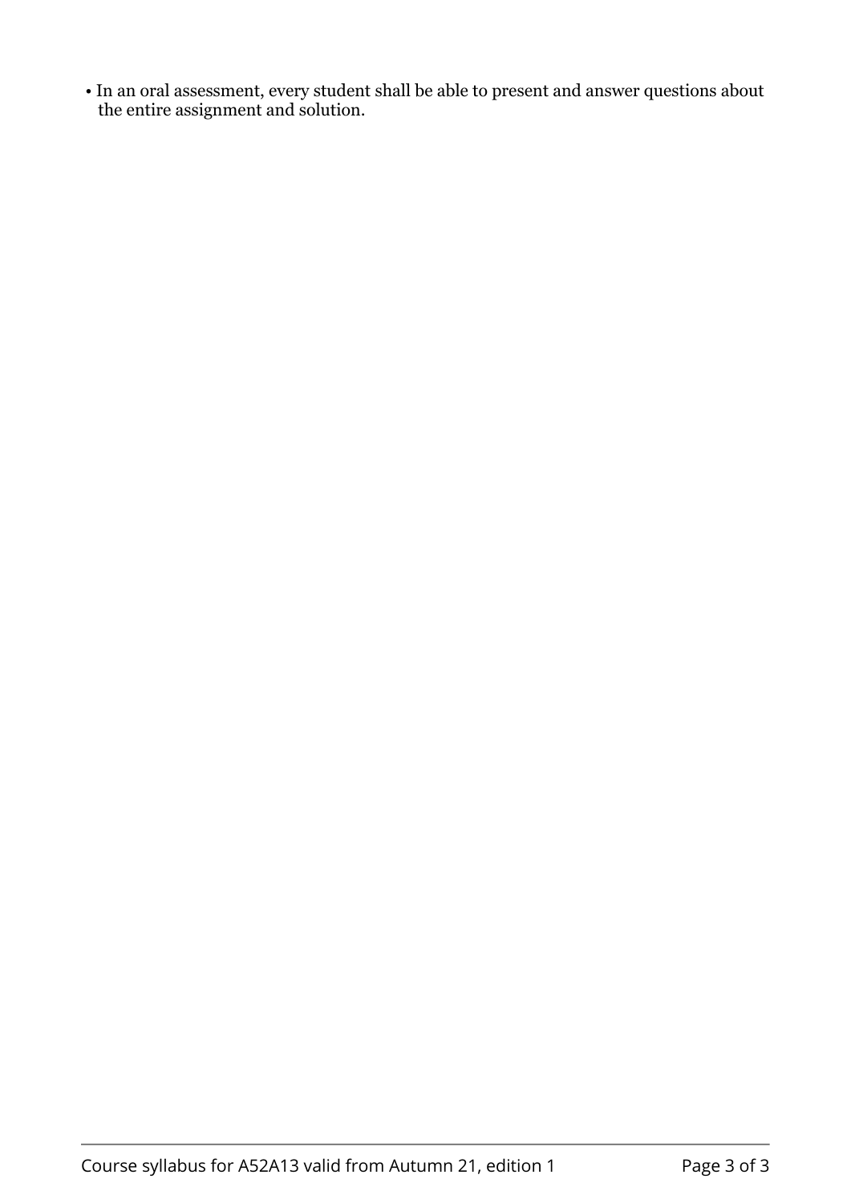- In an oral assessment, every student shall be able to present and answer questions about the entire assignment and solution.